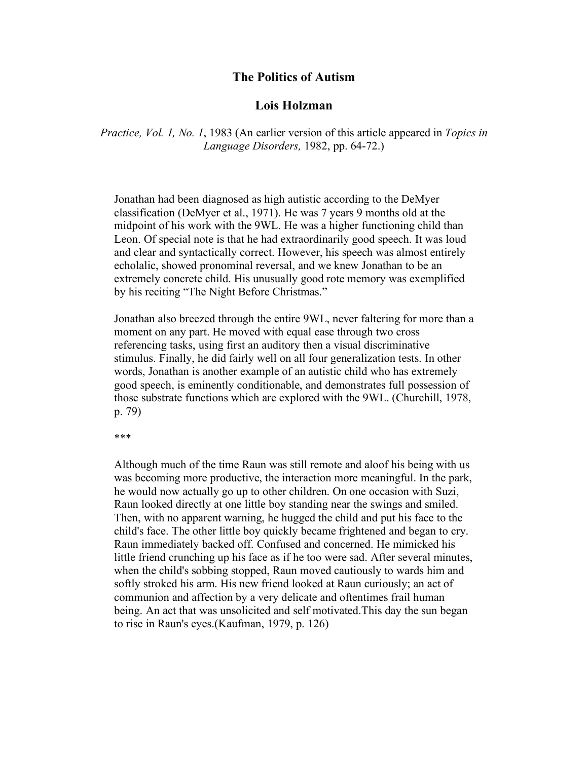# The Politics of Autism

## Lois Holzman

*Practice, Vol. 1, No. 1*, 1983 (An earlier version of this article appeared in *Topics in Language Disorders,* 1982, pp. 64-72.)

> Jonathan had been diagnosed as high autistic according to the DeMyer classification (DeMyer et al., 1971). He was 7 years 9 months old at the midpoint of his work with the 9WL. He was a higher functioning child than Leon. Of special note is that he had extraordinarily good speech. It was loud and clear and syntactically correct. However, his speech was almost entirely echolalic, showed pronominal reversal, and we knew Jonathan to be an extremely concrete child. His unusually good rote memory was exemplified by his reciting "The Night Before Christmas."
>
> Jonathan also breezed through the entire 9WL, never faltering for more than a moment on any part. He moved with equal ease through two cross referencing tasks, using first an auditory then a visual discriminative stimulus. Finally, he did fairly well on all four generalization tests. In other words, Jonathan is another example of an autistic child who has extremely good speech, is eminently conditionable, and demonstrates full possession of those substrate functions which are explored with the 9WL. (Churchill, 1978, p. 79)
>
> ***
>
> Although much of the time Raun was still remote and aloof his being with us was becoming more productive, the interaction more meaningful. In the park, he would now actually go up to other children. On one occasion with Suzi, Raun looked directly at one little boy standing near the swings and smiled. Then, with no apparent warning, he hugged the child and put his face to the child's face. The other little boy quickly became frightened and began to cry. Raun immediately backed off. Confused and concerned. He mimicked his little friend crunching up his face as if he too were sad. After several minutes, when the child's sobbing stopped, Raun moved cautiously to wards him and softly stroked his arm. His new friend looked at Raun curiously; an act of communion and affection by a very delicate and oftentimes frail human being. An act that was unsolicited and self motivated.This day the sun began to rise in Raun's eyes.(Kaufman, 1979, p. 126)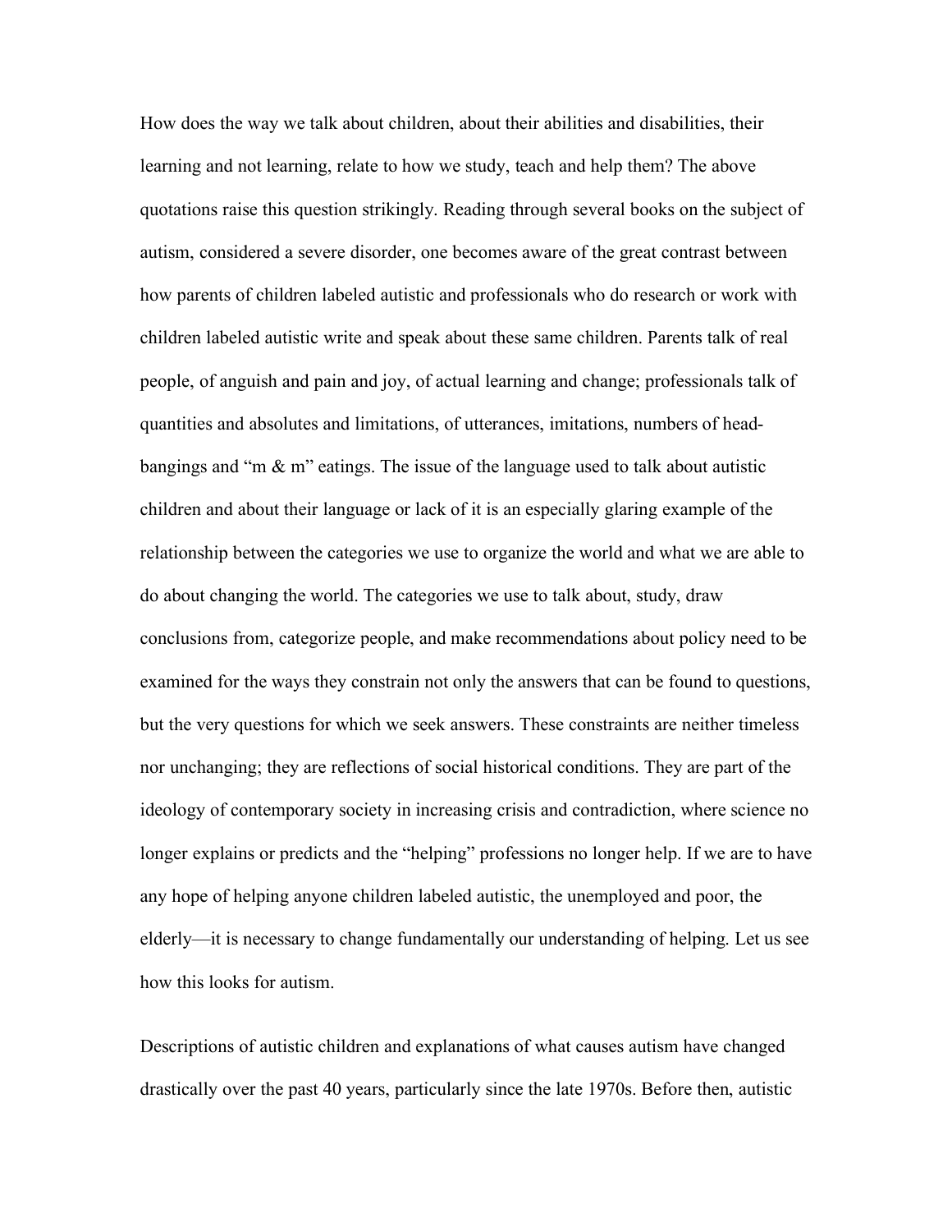How does the way we talk about children, about their abilities and disabilities, their learning and not learning, relate to how we study, teach and help them? The above quotations raise this question strikingly. Reading through several books on the subject of autism, considered a severe disorder, one becomes aware of the great contrast between how parents of children labeled autistic and professionals who do research or work with children labeled autistic write and speak about these same children. Parents talk of real people, of anguish and pain and joy, of actual learning and change; professionals talk of quantities and absolutes and limitations, of utterances, imitations, numbers of head-bangings and "m & m" eatings. The issue of the language used to talk about autistic children and about their language or lack of it is an especially glaring example of the relationship between the categories we use to organize the world and what we are able to do about changing the world. The categories we use to talk about, study, draw conclusions from, categorize people, and make recommendations about policy need to be examined for the ways they constrain not only the answers that can be found to questions, but the very questions for which we seek answers. These constraints are neither timeless nor unchanging; they are reflections of social historical conditions. They are part of the ideology of contemporary society in increasing crisis and contradiction, where science no longer explains or predicts and the "helping" professions no longer help. If we are to have any hope of helping anyone children labeled autistic, the unemployed and poor, the elderly—it is necessary to change fundamentally our understanding of helping. Let us see how this looks for autism.

Descriptions of autistic children and explanations of what causes autism have changed drastically over the past 40 years, particularly since the late 1970s. Before then, autistic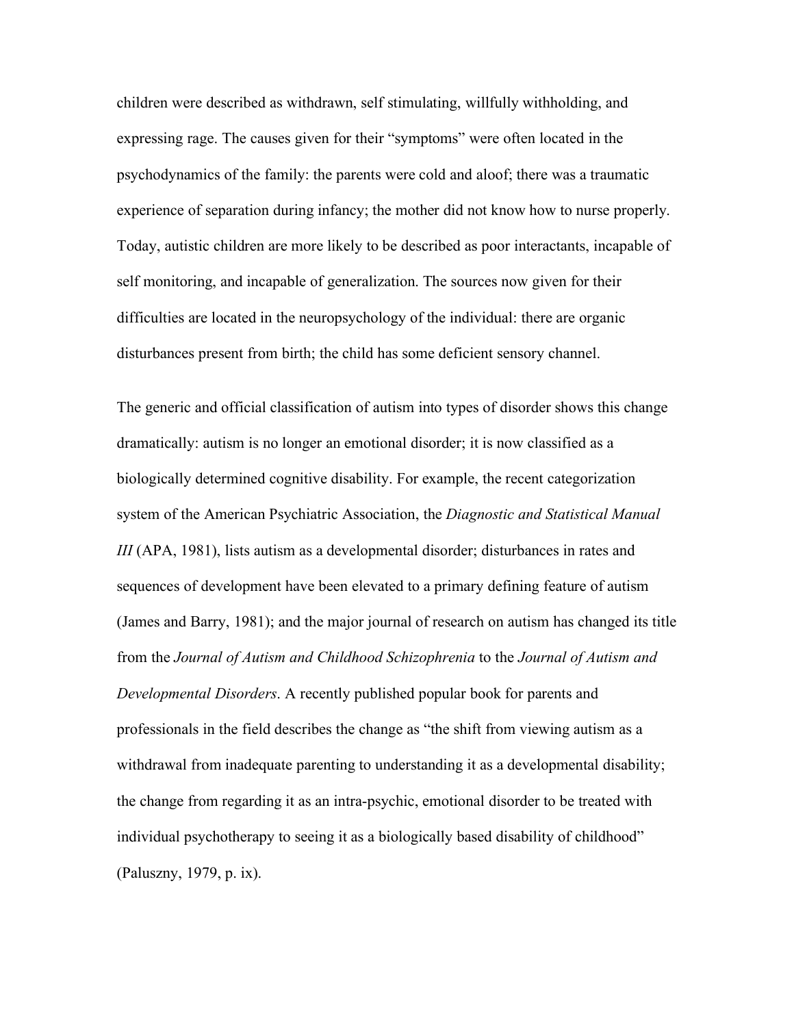children were described as withdrawn, self stimulating, willfully withholding, and expressing rage. The causes given for their "symptoms" were often located in the psychodynamics of the family: the parents were cold and aloof; there was a traumatic experience of separation during infancy; the mother did not know how to nurse properly. Today, autistic children are more likely to be described as poor interactants, incapable of self monitoring, and incapable of generalization. The sources now given for their difficulties are located in the neuropsychology of the individual: there are organic disturbances present from birth; the child has some deficient sensory channel.

The generic and official classification of autism into types of disorder shows this change dramatically: autism is no longer an emotional disorder; it is now classified as a biologically determined cognitive disability. For example, the recent categorization system of the American Psychiatric Association, the *Diagnostic and Statistical Manual III* (APA, 1981), lists autism as a developmental disorder; disturbances in rates and sequences of development have been elevated to a primary defining feature of autism (James and Barry, 1981); and the major journal of research on autism has changed its title from the *Journal of Autism and Childhood Schizophrenia* to the *Journal of Autism and Developmental Disorders*. A recently published popular book for parents and professionals in the field describes the change as "the shift from viewing autism as a withdrawal from inadequate parenting to understanding it as a developmental disability; the change from regarding it as an intra-psychic, emotional disorder to be treated with individual psychotherapy to seeing it as a biologically based disability of childhood" (Paluszny, 1979, p. ix).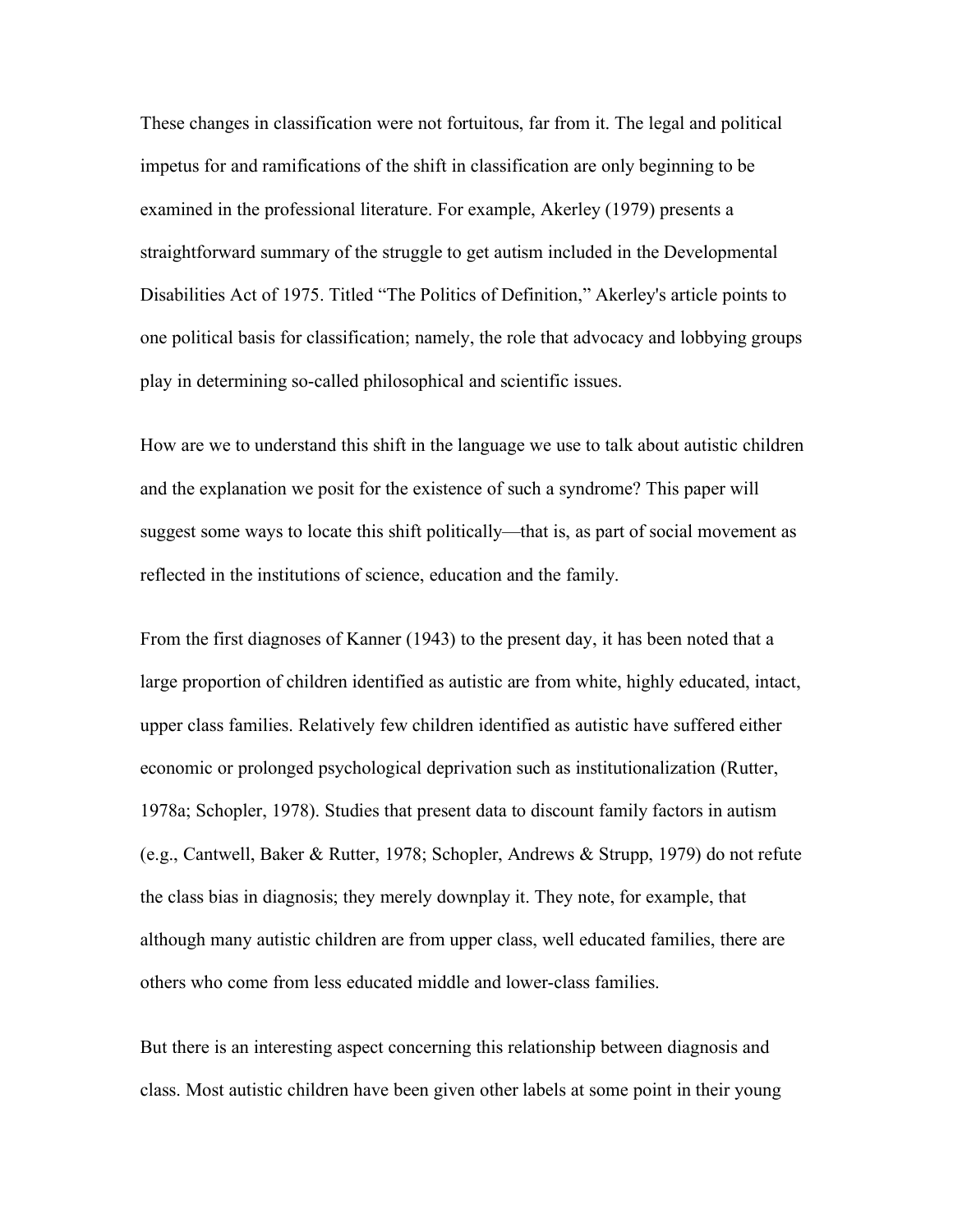These changes in classification were not fortuitous, far from it. The legal and political impetus for and ramifications of the shift in classification are only beginning to be examined in the professional literature. For example, Akerley (1979) presents a straightforward summary of the struggle to get autism included in the Developmental Disabilities Act of 1975. Titled "The Politics of Definition," Akerley's article points to one political basis for classification; namely, the role that advocacy and lobbying groups play in determining so-called philosophical and scientific issues.

How are we to understand this shift in the language we use to talk about autistic children and the explanation we posit for the existence of such a syndrome? This paper will suggest some ways to locate this shift politically—that is, as part of social movement as reflected in the institutions of science, education and the family.

From the first diagnoses of Kanner (1943) to the present day, it has been noted that a large proportion of children identified as autistic are from white, highly educated, intact, upper class families. Relatively few children identified as autistic have suffered either economic or prolonged psychological deprivation such as institutionalization (Rutter, 1978a; Schopler, 1978). Studies that present data to discount family factors in autism (e.g., Cantwell, Baker & Rutter, 1978; Schopler, Andrews & Strupp, 1979) do not refute the class bias in diagnosis; they merely downplay it. They note, for example, that although many autistic children are from upper class, well educated families, there are others who come from less educated middle and lower-class families.

But there is an interesting aspect concerning this relationship between diagnosis and class. Most autistic children have been given other labels at some point in their young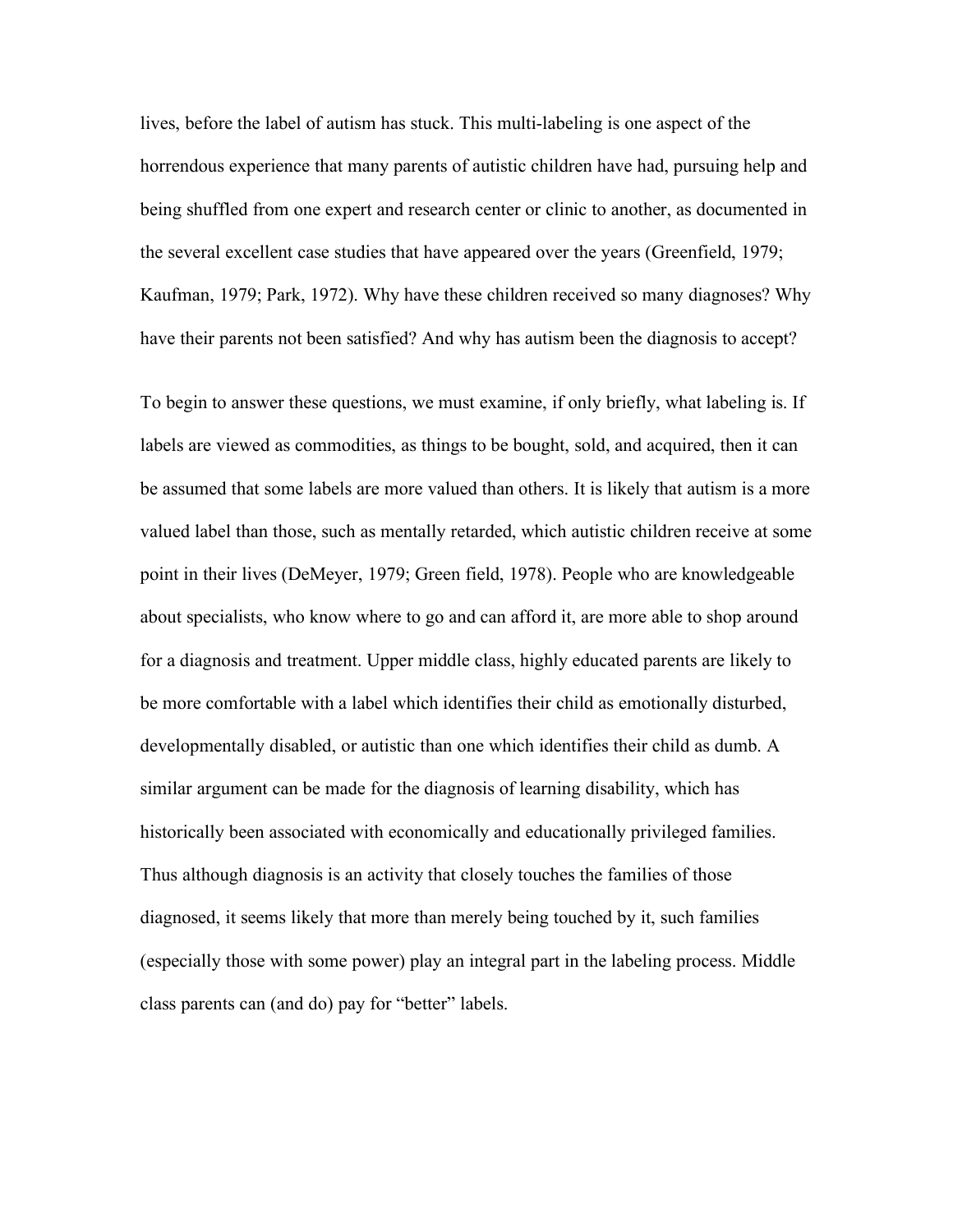lives, before the label of autism has stuck. This multi-labeling is one aspect of the horrendous experience that many parents of autistic children have had, pursuing help and being shuffled from one expert and research center or clinic to another, as documented in the several excellent case studies that have appeared over the years (Greenfield, 1979; Kaufman, 1979; Park, 1972). Why have these children received so many diagnoses? Why have their parents not been satisfied? And why has autism been the diagnosis to accept?

To begin to answer these questions, we must examine, if only briefly, what labeling is. If labels are viewed as commodities, as things to be bought, sold, and acquired, then it can be assumed that some labels are more valued than others. It is likely that autism is a more valued label than those, such as mentally retarded, which autistic children receive at some point in their lives (DeMeyer, 1979; Green field, 1978). People who are knowledgeable about specialists, who know where to go and can afford it, are more able to shop around for a diagnosis and treatment. Upper middle class, highly educated parents are likely to be more comfortable with a label which identifies their child as emotionally disturbed, developmentally disabled, or autistic than one which identifies their child as dumb. A similar argument can be made for the diagnosis of learning disability, which has historically been associated with economically and educationally privileged families. Thus although diagnosis is an activity that closely touches the families of those diagnosed, it seems likely that more than merely being touched by it, such families (especially those with some power) play an integral part in the labeling process. Middle class parents can (and do) pay for "better" labels.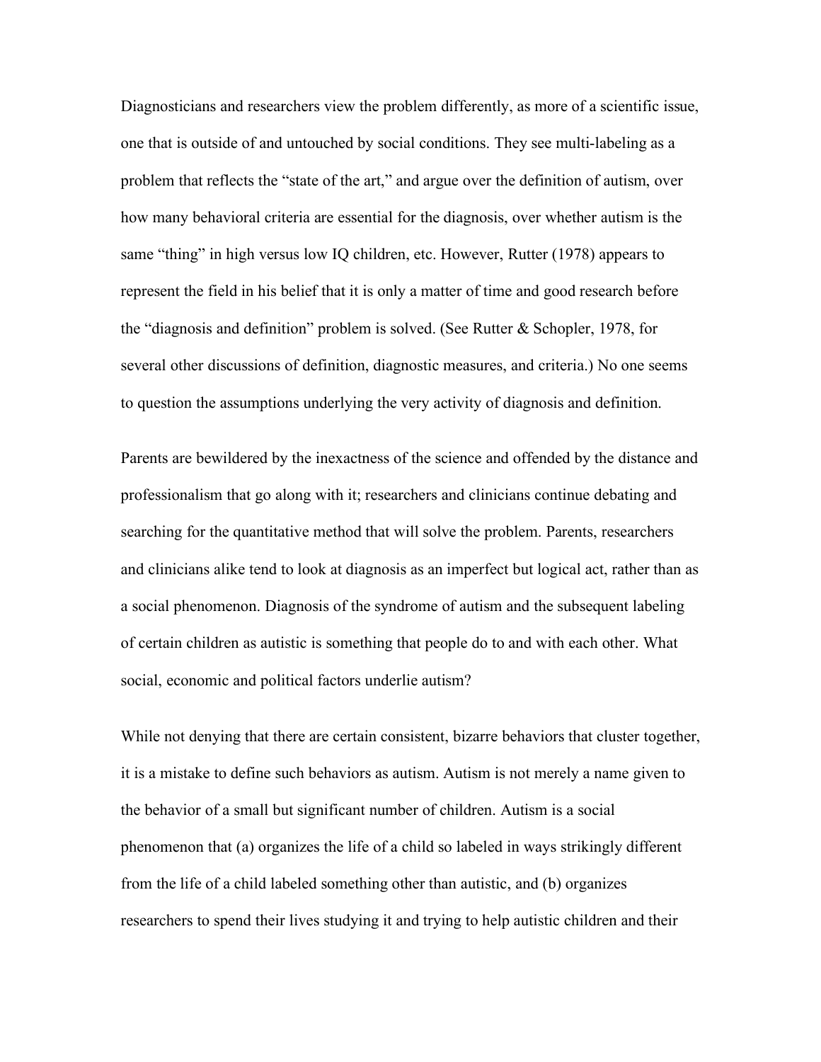Diagnosticians and researchers view the problem differently, as more of a scientific issue, one that is outside of and untouched by social conditions. They see multi-labeling as a problem that reflects the "state of the art," and argue over the definition of autism, over how many behavioral criteria are essential for the diagnosis, over whether autism is the same "thing" in high versus low IQ children, etc. However, Rutter (1978) appears to represent the field in his belief that it is only a matter of time and good research before the "diagnosis and definition" problem is solved. (See Rutter & Schopler, 1978, for several other discussions of definition, diagnostic measures, and criteria.) No one seems to question the assumptions underlying the very activity of diagnosis and definition.

Parents are bewildered by the inexactness of the science and offended by the distance and professionalism that go along with it; researchers and clinicians continue debating and searching for the quantitative method that will solve the problem. Parents, researchers and clinicians alike tend to look at diagnosis as an imperfect but logical act, rather than as a social phenomenon. Diagnosis of the syndrome of autism and the subsequent labeling of certain children as autistic is something that people do to and with each other. What social, economic and political factors underlie autism?

While not denying that there are certain consistent, bizarre behaviors that cluster together, it is a mistake to define such behaviors as autism. Autism is not merely a name given to the behavior of a small but significant number of children. Autism is a social phenomenon that (a) organizes the life of a child so labeled in ways strikingly different from the life of a child labeled something other than autistic, and (b) organizes researchers to spend their lives studying it and trying to help autistic children and their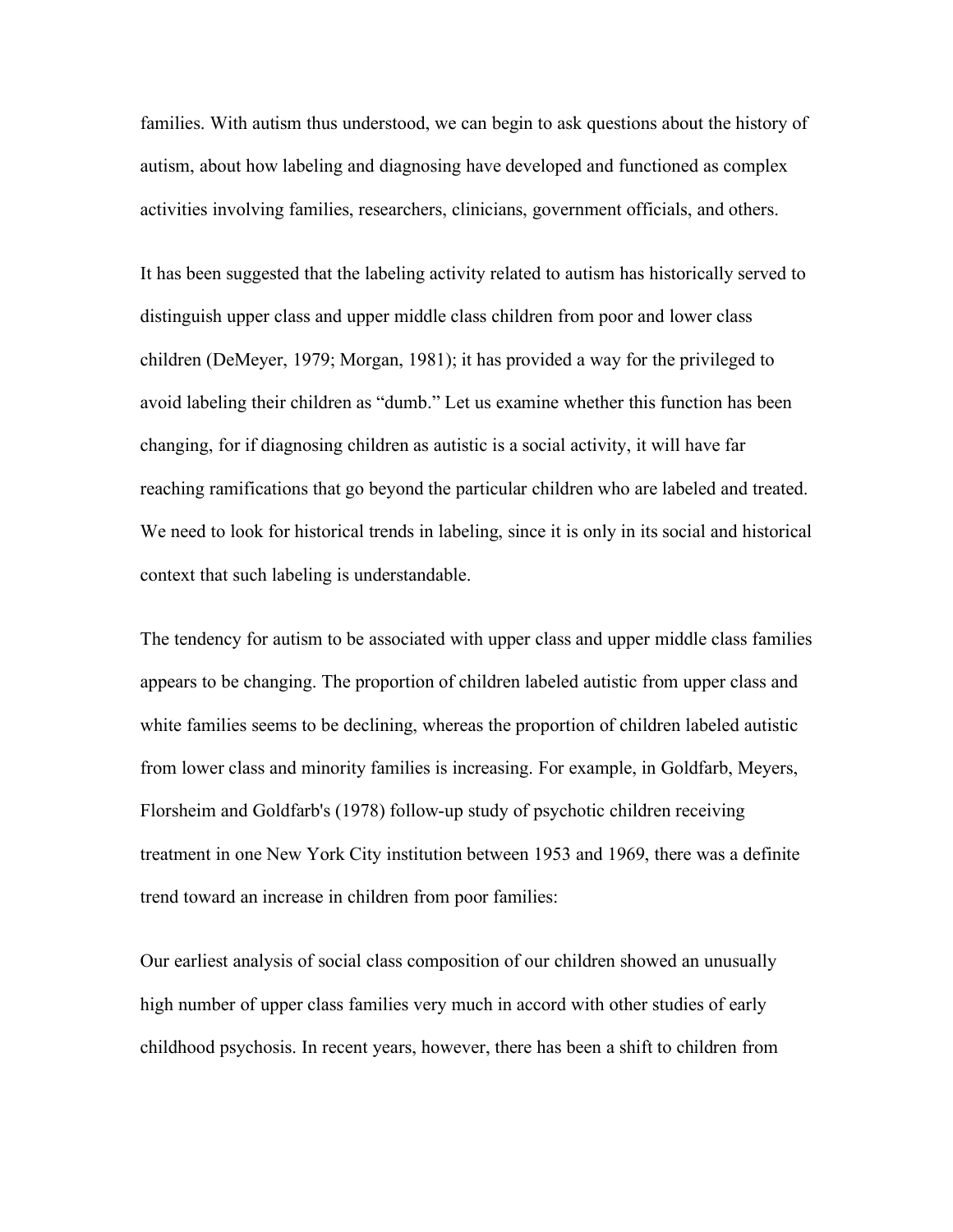families. With autism thus understood, we can begin to ask questions about the history of autism, about how labeling and diagnosing have developed and functioned as complex activities involving families, researchers, clinicians, government officials, and others.

It has been suggested that the labeling activity related to autism has historically served to distinguish upper class and upper middle class children from poor and lower class children (DeMeyer, 1979; Morgan, 1981); it has provided a way for the privileged to avoid labeling their children as "dumb." Let us examine whether this function has been changing, for if diagnosing children as autistic is a social activity, it will have far reaching ramifications that go beyond the particular children who are labeled and treated. We need to look for historical trends in labeling, since it is only in its social and historical context that such labeling is understandable.

The tendency for autism to be associated with upper class and upper middle class families appears to be changing. The proportion of children labeled autistic from upper class and white families seems to be declining, whereas the proportion of children labeled autistic from lower class and minority families is increasing. For example, in Goldfarb, Meyers, Florsheim and Goldfarb's (1978) follow-up study of psychotic children receiving treatment in one New York City institution between 1953 and 1969, there was a definite trend toward an increase in children from poor families:

Our earliest analysis of social class composition of our children showed an unusually high number of upper class families very much in accord with other studies of early childhood psychosis. In recent years, however, there has been a shift to children from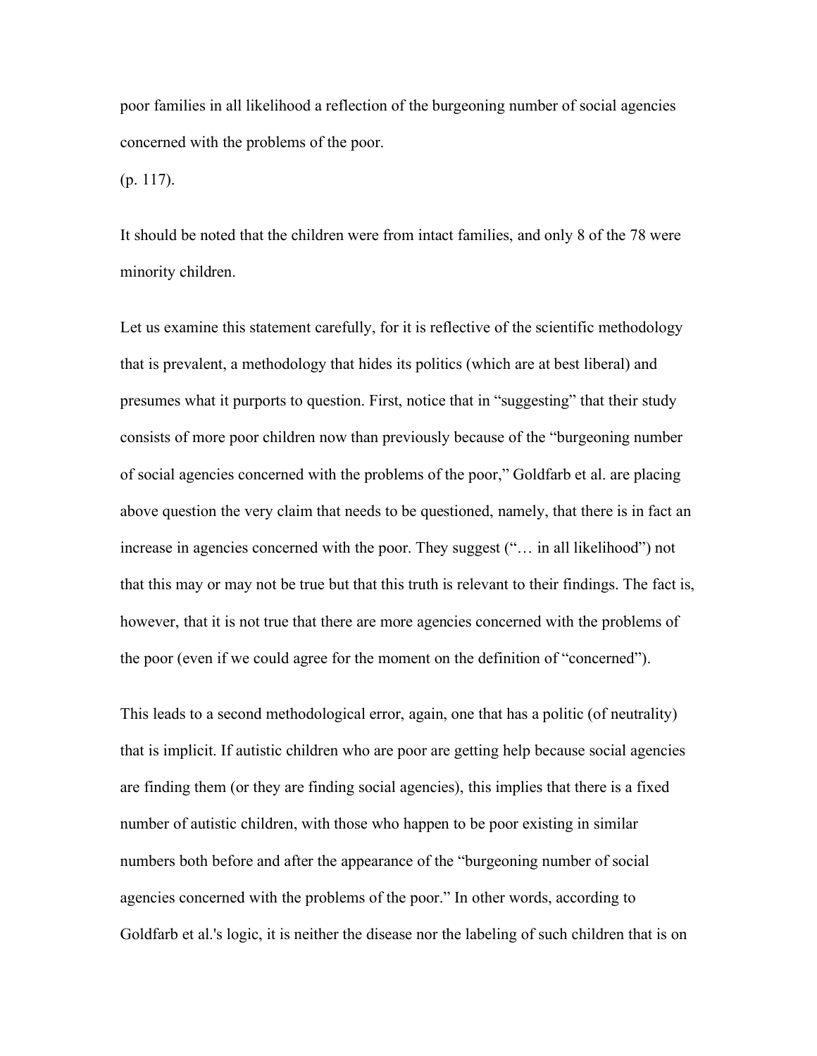poor families in all likelihood a reflection of the burgeoning number of social agencies concerned with the problems of the poor.

(p. 117).

It should be noted that the children were from intact families, and only 8 of the 78 were minority children.

Let us examine this statement carefully, for it is reflective of the scientific methodology that is prevalent, a methodology that hides its politics (which are at best liberal) and presumes what it purports to question. First, notice that in "suggesting" that their study consists of more poor children now than previously because of the "burgeoning number of social agencies concerned with the problems of the poor," Goldfarb et al. are placing above question the very claim that needs to be questioned, namely, that there is in fact an increase in agencies concerned with the poor. They suggest ("… in all likelihood") not that this may or may not be true but that this truth is relevant to their findings. The fact is, however, that it is not true that there are more agencies concerned with the problems of the poor (even if we could agree for the moment on the definition of "concerned").

This leads to a second methodological error, again, one that has a politic (of neutrality) that is implicit. If autistic children who are poor are getting help because social agencies are finding them (or they are finding social agencies), this implies that there is a fixed number of autistic children, with those who happen to be poor existing in similar numbers both before and after the appearance of the "burgeoning number of social agencies concerned with the problems of the poor." In other words, according to Goldfarb et al.'s logic, it is neither the disease nor the labeling of such children that is on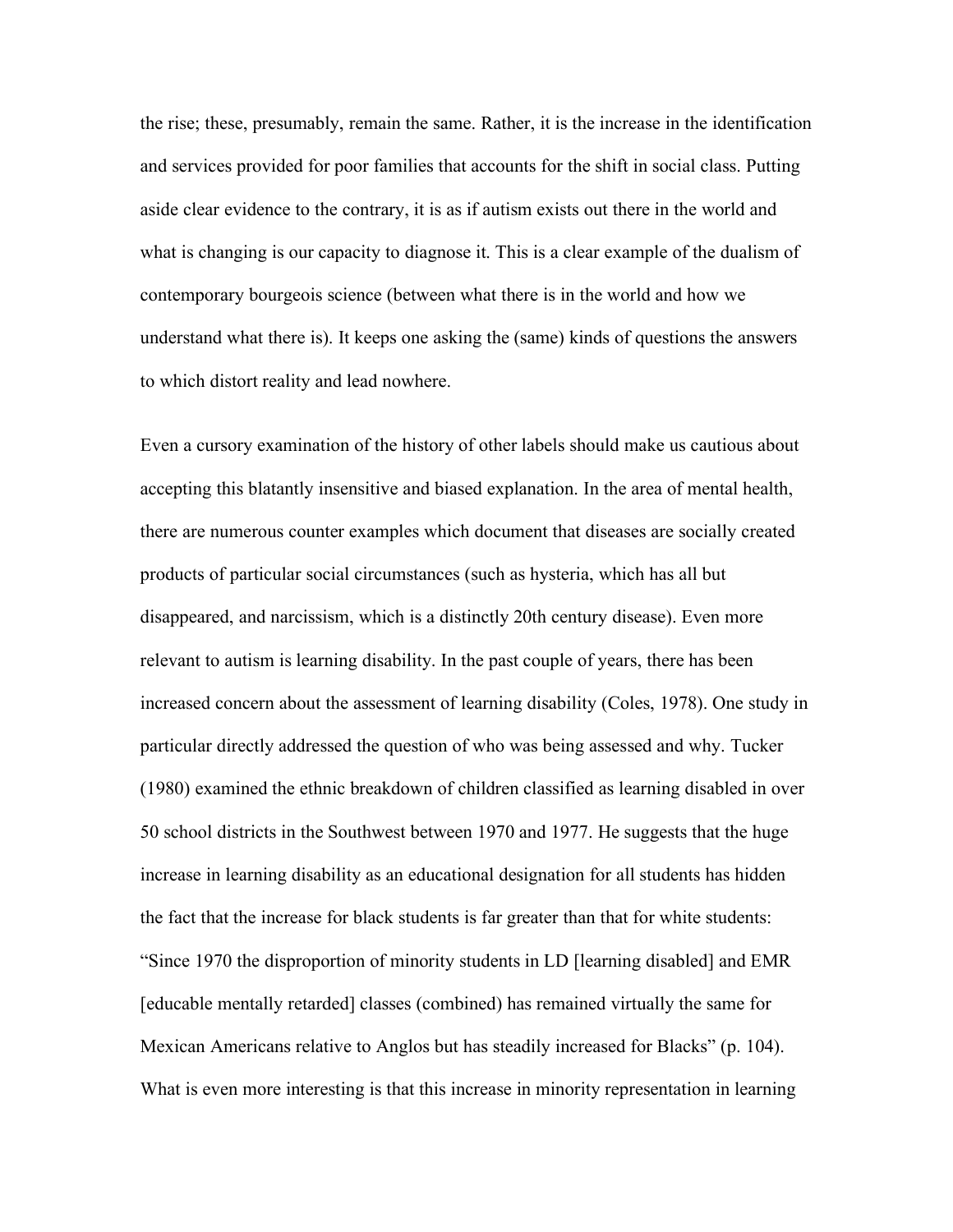the rise; these, presumably, remain the same. Rather, it is the increase in the identification and services provided for poor families that accounts for the shift in social class. Putting aside clear evidence to the contrary, it is as if autism exists out there in the world and what is changing is our capacity to diagnose it. This is a clear example of the dualism of contemporary bourgeois science (between what there is in the world and how we understand what there is). It keeps one asking the (same) kinds of questions the answers to which distort reality and lead nowhere.

Even a cursory examination of the history of other labels should make us cautious about accepting this blatantly insensitive and biased explanation. In the area of mental health, there are numerous counter examples which document that diseases are socially created products of particular social circumstances (such as hysteria, which has all but disappeared, and narcissism, which is a distinctly 20th century disease). Even more relevant to autism is learning disability. In the past couple of years, there has been increased concern about the assessment of learning disability (Coles, 1978). One study in particular directly addressed the question of who was being assessed and why. Tucker (1980) examined the ethnic breakdown of children classified as learning disabled in over 50 school districts in the Southwest between 1970 and 1977. He suggests that the huge increase in learning disability as an educational designation for all students has hidden the fact that the increase for black students is far greater than that for white students: "Since 1970 the disproportion of minority students in LD [learning disabled] and EMR [educable mentally retarded] classes (combined) has remained virtually the same for Mexican Americans relative to Anglos but has steadily increased for Blacks" (p. 104). What is even more interesting is that this increase in minority representation in learning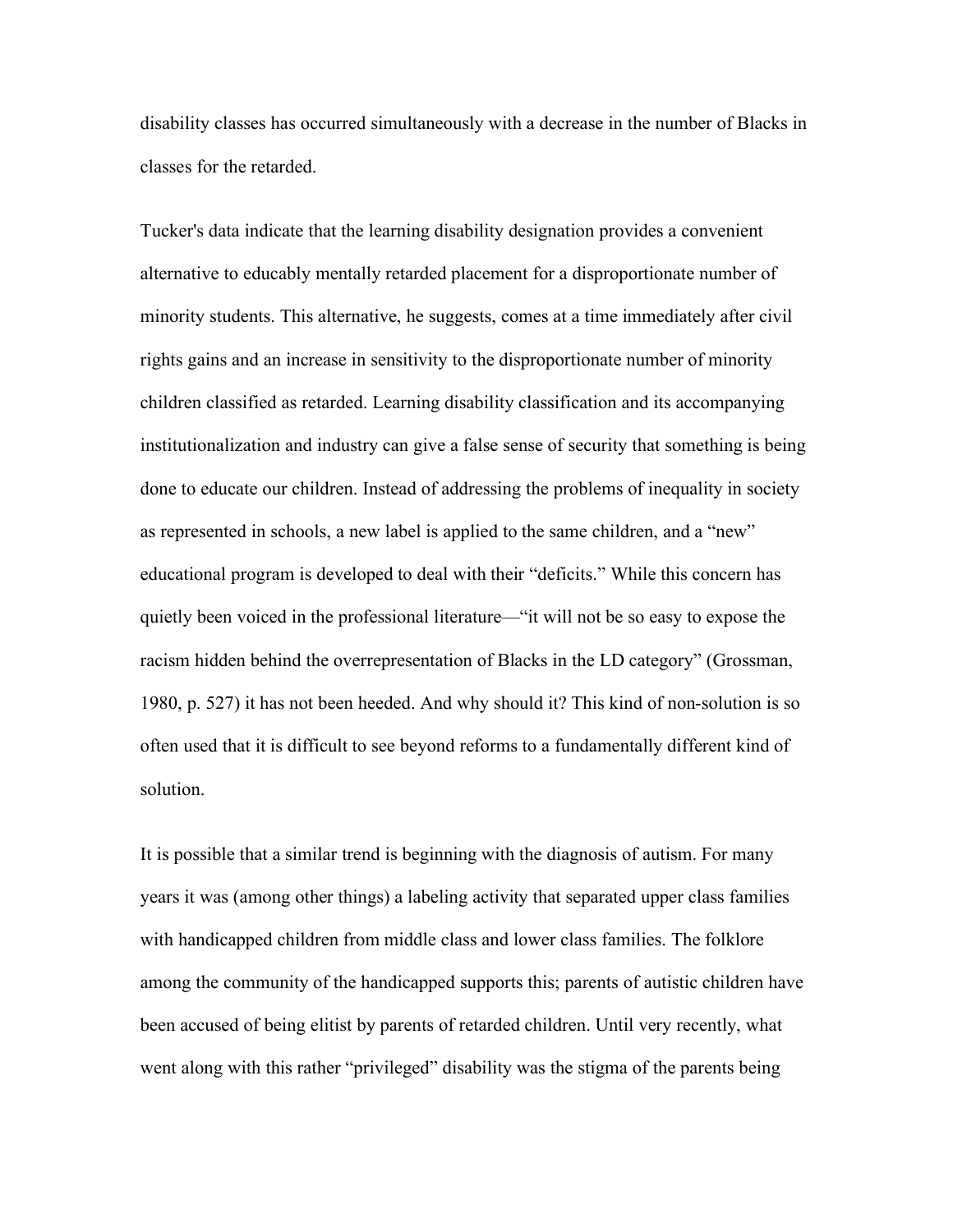disability classes has occurred simultaneously with a decrease in the number of Blacks in classes for the retarded.

Tucker's data indicate that the learning disability designation provides a convenient alternative to educably mentally retarded placement for a disproportionate number of minority students. This alternative, he suggests, comes at a time immediately after civil rights gains and an increase in sensitivity to the disproportionate number of minority children classified as retarded. Learning disability classification and its accompanying institutionalization and industry can give a false sense of security that something is being done to educate our children. Instead of addressing the problems of inequality in society as represented in schools, a new label is applied to the same children, and a "new" educational program is developed to deal with their "deficits." While this concern has quietly been voiced in the professional literature—"it will not be so easy to expose the racism hidden behind the overrepresentation of Blacks in the LD category" (Grossman, 1980, p. 527) it has not been heeded. And why should it? This kind of non-solution is so often used that it is difficult to see beyond reforms to a fundamentally different kind of solution.

It is possible that a similar trend is beginning with the diagnosis of autism. For many years it was (among other things) a labeling activity that separated upper class families with handicapped children from middle class and lower class families. The folklore among the community of the handicapped supports this; parents of autistic children have been accused of being elitist by parents of retarded children. Until very recently, what went along with this rather "privileged" disability was the stigma of the parents being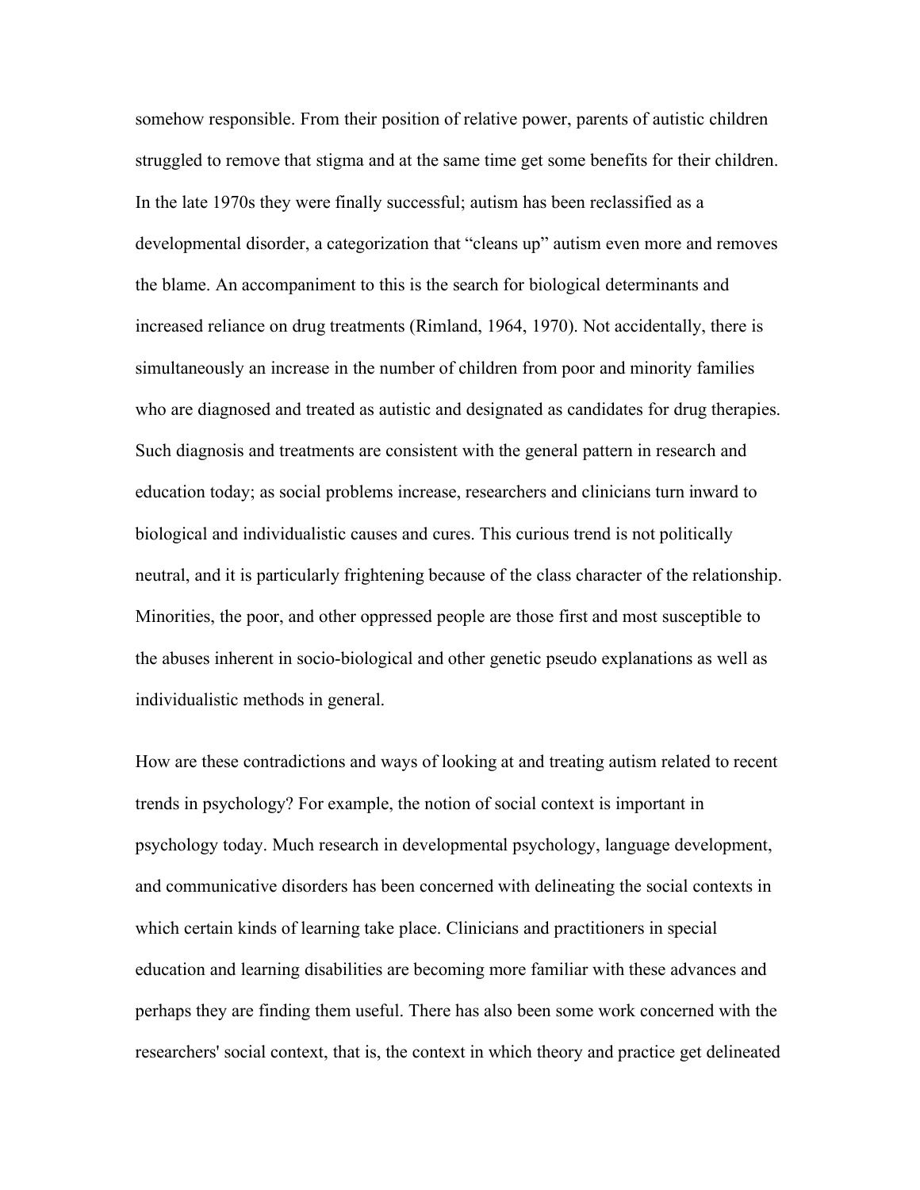somehow responsible. From their position of relative power, parents of autistic children struggled to remove that stigma and at the same time get some benefits for their children. In the late 1970s they were finally successful; autism has been reclassified as a developmental disorder, a categorization that “cleans up” autism even more and removes the blame. An accompaniment to this is the search for biological determinants and increased reliance on drug treatments (Rimland, 1964, 1970). Not accidentally, there is simultaneously an increase in the number of children from poor and minority families who are diagnosed and treated as autistic and designated as candidates for drug therapies. Such diagnosis and treatments are consistent with the general pattern in research and education today; as social problems increase, researchers and clinicians turn inward to biological and individualistic causes and cures. This curious trend is not politically neutral, and it is particularly frightening because of the class character of the relationship. Minorities, the poor, and other oppressed people are those first and most susceptible to the abuses inherent in socio-biological and other genetic pseudo explanations as well as individualistic methods in general.

How are these contradictions and ways of looking at and treating autism related to recent trends in psychology? For example, the notion of social context is important in psychology today. Much research in developmental psychology, language development, and communicative disorders has been concerned with delineating the social contexts in which certain kinds of learning take place. Clinicians and practitioners in special education and learning disabilities are becoming more familiar with these advances and perhaps they are finding them useful. There has also been some work concerned with the researchers' social context, that is, the context in which theory and practice get delineated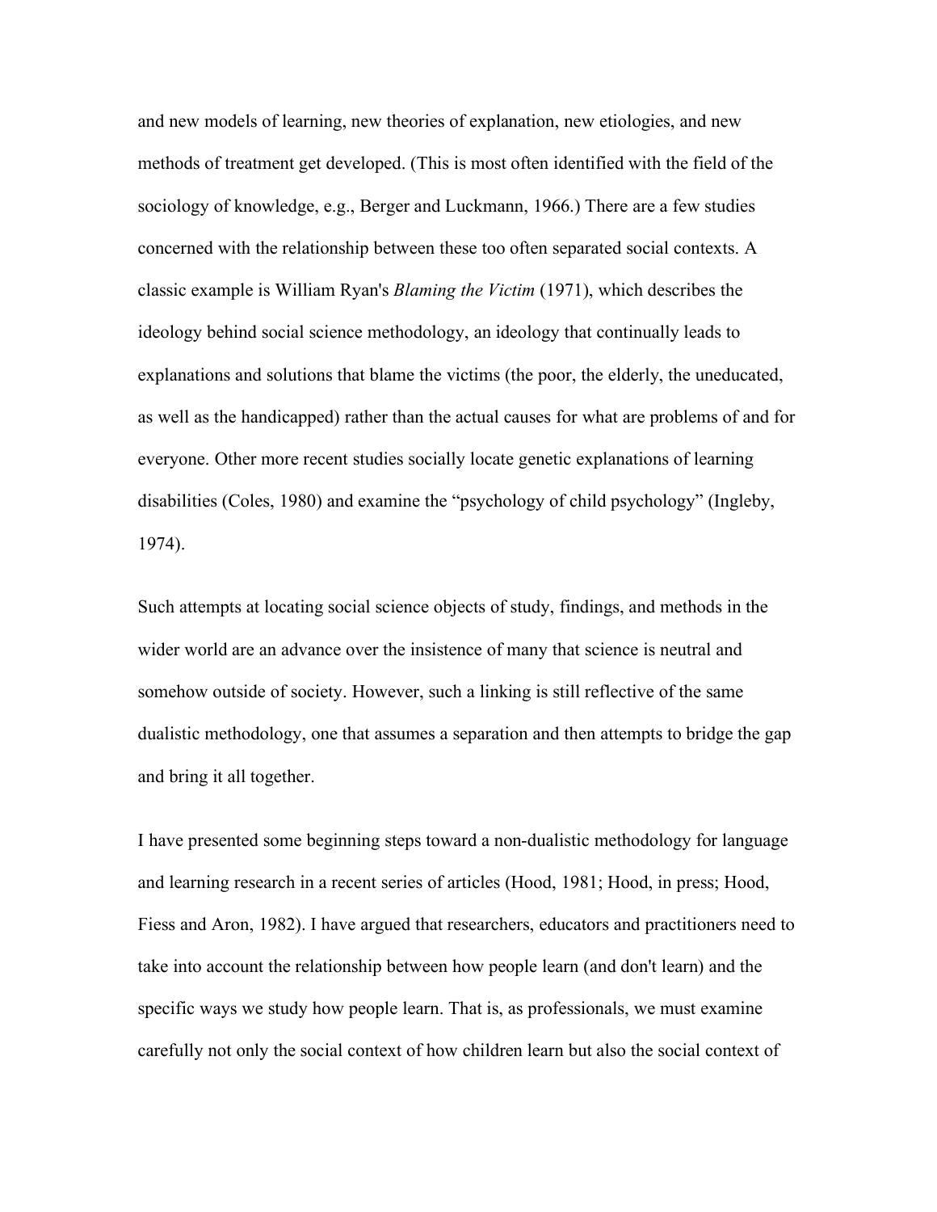and new models of learning, new theories of explanation, new etiologies, and new methods of treatment get developed. (This is most often identified with the field of the sociology of knowledge, e.g., Berger and Luckmann, 1966.) There are a few studies concerned with the relationship between these too often separated social contexts. A classic example is William Ryan's *Blaming the Victim* (1971), which describes the ideology behind social science methodology, an ideology that continually leads to explanations and solutions that blame the victims (the poor, the elderly, the uneducated, as well as the handicapped) rather than the actual causes for what are problems of and for everyone. Other more recent studies socially locate genetic explanations of learning disabilities (Coles, 1980) and examine the "psychology of child psychology" (Ingleby, 1974).

Such attempts at locating social science objects of study, findings, and methods in the wider world are an advance over the insistence of many that science is neutral and somehow outside of society. However, such a linking is still reflective of the same dualistic methodology, one that assumes a separation and then attempts to bridge the gap and bring it all together.

I have presented some beginning steps toward a non-dualistic methodology for language and learning research in a recent series of articles (Hood, 1981; Hood, in press; Hood, Fiess and Aron, 1982). I have argued that researchers, educators and practitioners need to take into account the relationship between how people learn (and don't learn) and the specific ways we study how people learn. That is, as professionals, we must examine carefully not only the social context of how children learn but also the social context of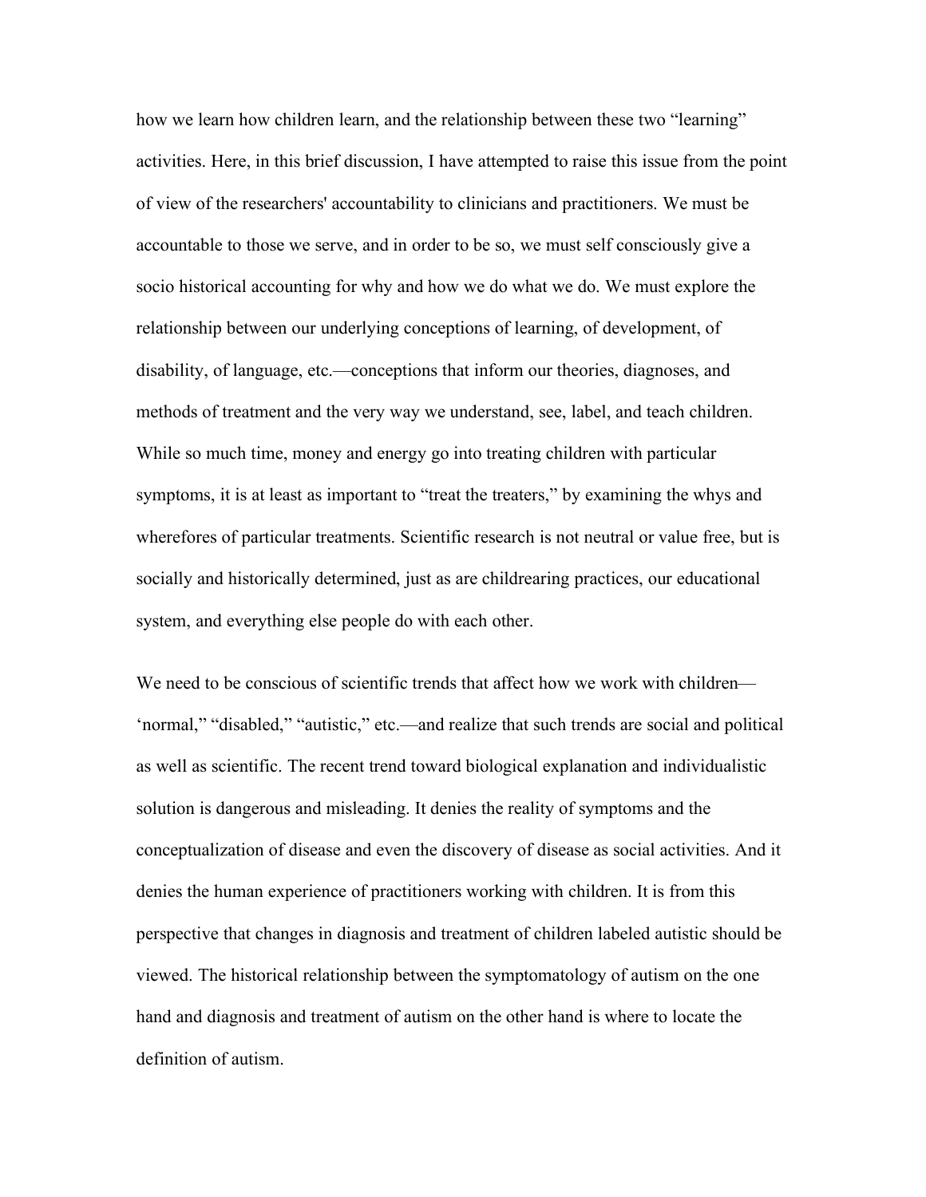how we learn how children learn, and the relationship between these two "learning" activities. Here, in this brief discussion, I have attempted to raise this issue from the point of view of the researchers' accountability to clinicians and practitioners. We must be accountable to those we serve, and in order to be so, we must self consciously give a socio historical accounting for why and how we do what we do. We must explore the relationship between our underlying conceptions of learning, of development, of disability, of language, etc.—conceptions that inform our theories, diagnoses, and methods of treatment and the very way we understand, see, label, and teach children. While so much time, money and energy go into treating children with particular symptoms, it is at least as important to "treat the treaters," by examining the whys and wherefores of particular treatments. Scientific research is not neutral or value free, but is socially and historically determined, just as are childrearing practices, our educational system, and everything else people do with each other.

We need to be conscious of scientific trends that affect how we work with children—'normal," "disabled," "autistic," etc.—and realize that such trends are social and political as well as scientific. The recent trend toward biological explanation and individualistic solution is dangerous and misleading. It denies the reality of symptoms and the conceptualization of disease and even the discovery of disease as social activities. And it denies the human experience of practitioners working with children. It is from this perspective that changes in diagnosis and treatment of children labeled autistic should be viewed. The historical relationship between the symptomatology of autism on the one hand and diagnosis and treatment of autism on the other hand is where to locate the definition of autism.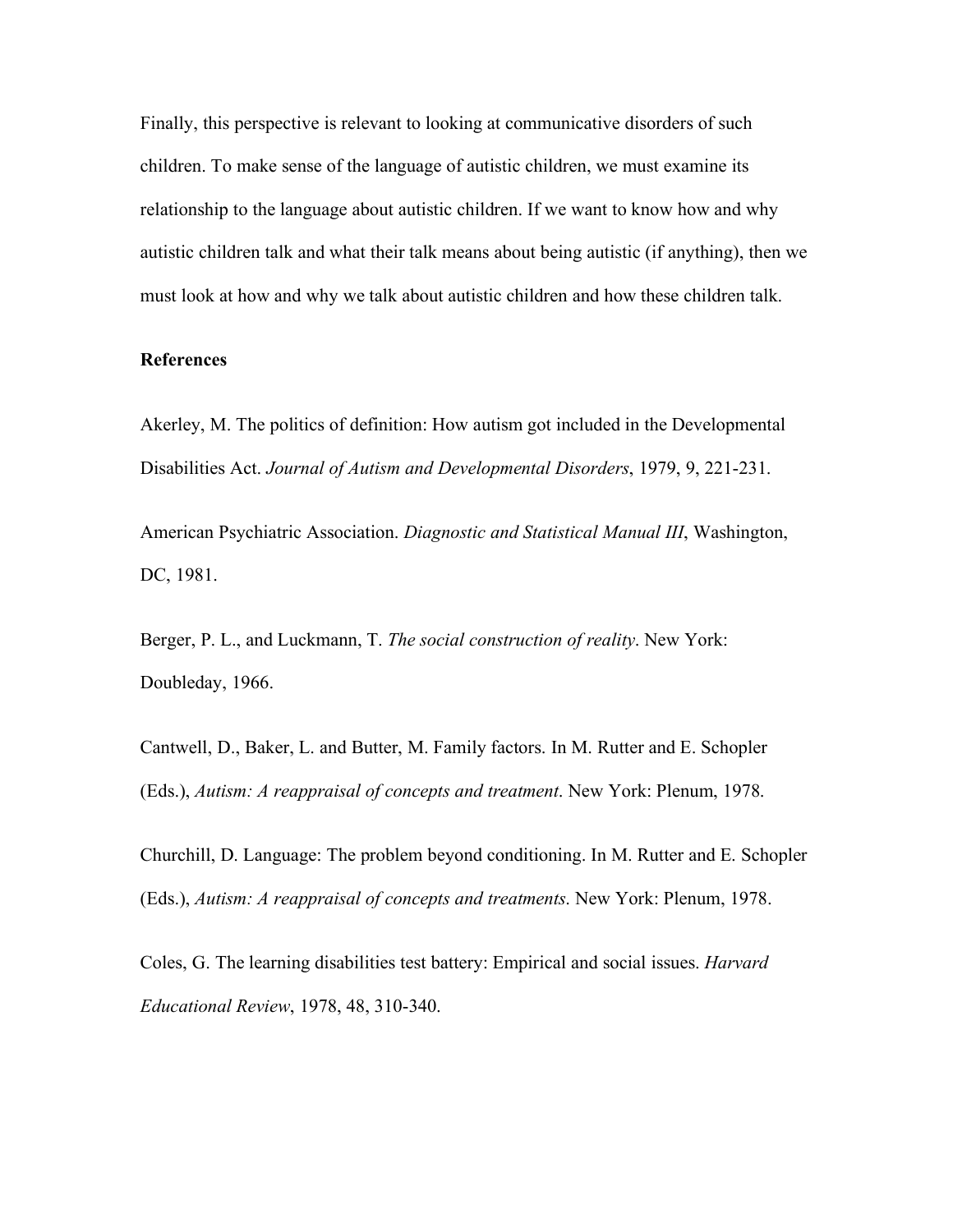Finally, this perspective is relevant to looking at communicative disorders of such children. To make sense of the language of autistic children, we must examine its relationship to the language about autistic children. If we want to know how and why autistic children talk and what their talk means about being autistic (if anything), then we must look at how and why we talk about autistic children and how these children talk.

**References**

Akerley, M. The politics of definition: How autism got included in the Developmental Disabilities Act. *Journal of Autism and Developmental Disorders*, 1979, 9, 221-231.

American Psychiatric Association. *Diagnostic and Statistical Manual III*, Washington, DC, 1981.

Berger, P. L., and Luckmann, T. *The social construction of reality*. New York: Doubleday, 1966.

Cantwell, D., Baker, L. and Butter, M. Family factors. In M. Rutter and E. Schopler (Eds.), *Autism: A reappraisal of concepts and treatment*. New York: Plenum, 1978.

Churchill, D. Language: The problem beyond conditioning. In M. Rutter and E. Schopler (Eds.), *Autism: A reappraisal of concepts and treatments*. New York: Plenum, 1978.

Coles, G. The learning disabilities test battery: Empirical and social issues. *Harvard Educational Review*, 1978, 48, 310-340.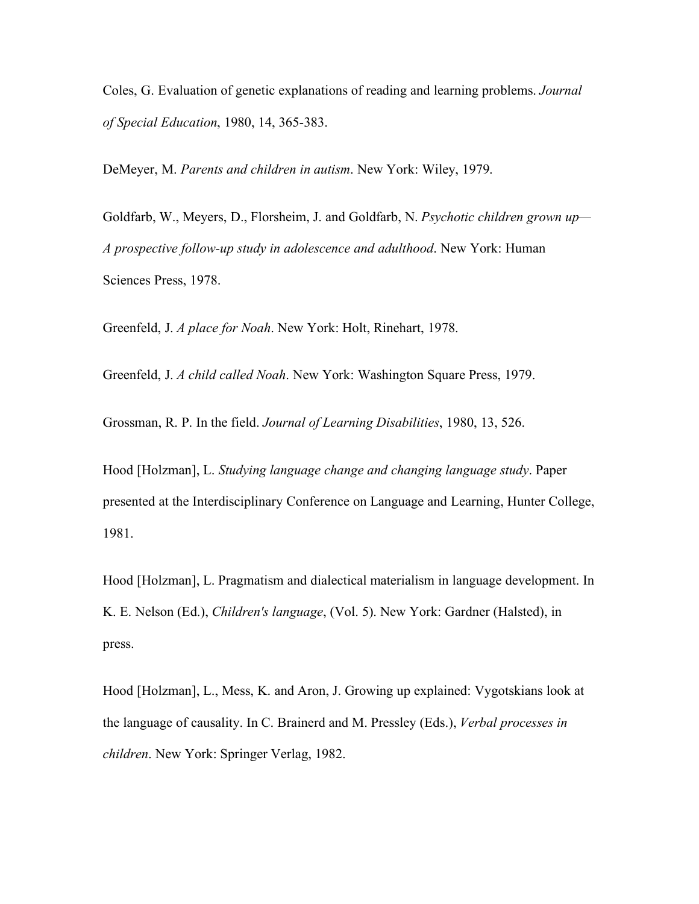Coles, G. Evaluation of genetic explanations of reading and learning problems. *Journal of Special Education*, 1980, 14, 365-383.

DeMeyer, M. *Parents and children in autism*. New York: Wiley, 1979.

Goldfarb, W., Meyers, D., Florsheim, J. and Goldfarb, N. *Psychotic children grown up—A prospective follow-up study in adolescence and adulthood*. New York: Human Sciences Press, 1978.

Greenfeld, J. *A place for Noah*. New York: Holt, Rinehart, 1978.

Greenfeld, J. *A child called Noah*. New York: Washington Square Press, 1979.

Grossman, R. P. In the field. *Journal of Learning Disabilities*, 1980, 13, 526.

Hood [Holzman], L. *Studying language change and changing language study*. Paper presented at the Interdisciplinary Conference on Language and Learning, Hunter College, 1981.

Hood [Holzman], L. Pragmatism and dialectical materialism in language development. In K. E. Nelson (Ed.), *Children's language*, (Vol. 5). New York: Gardner (Halsted), in press.

Hood [Holzman], L., Mess, K. and Aron, J. Growing up explained: Vygotskians look at the language of causality. In C. Brainerd and M. Pressley (Eds.), *Verbal processes in children*. New York: Springer Verlag, 1982.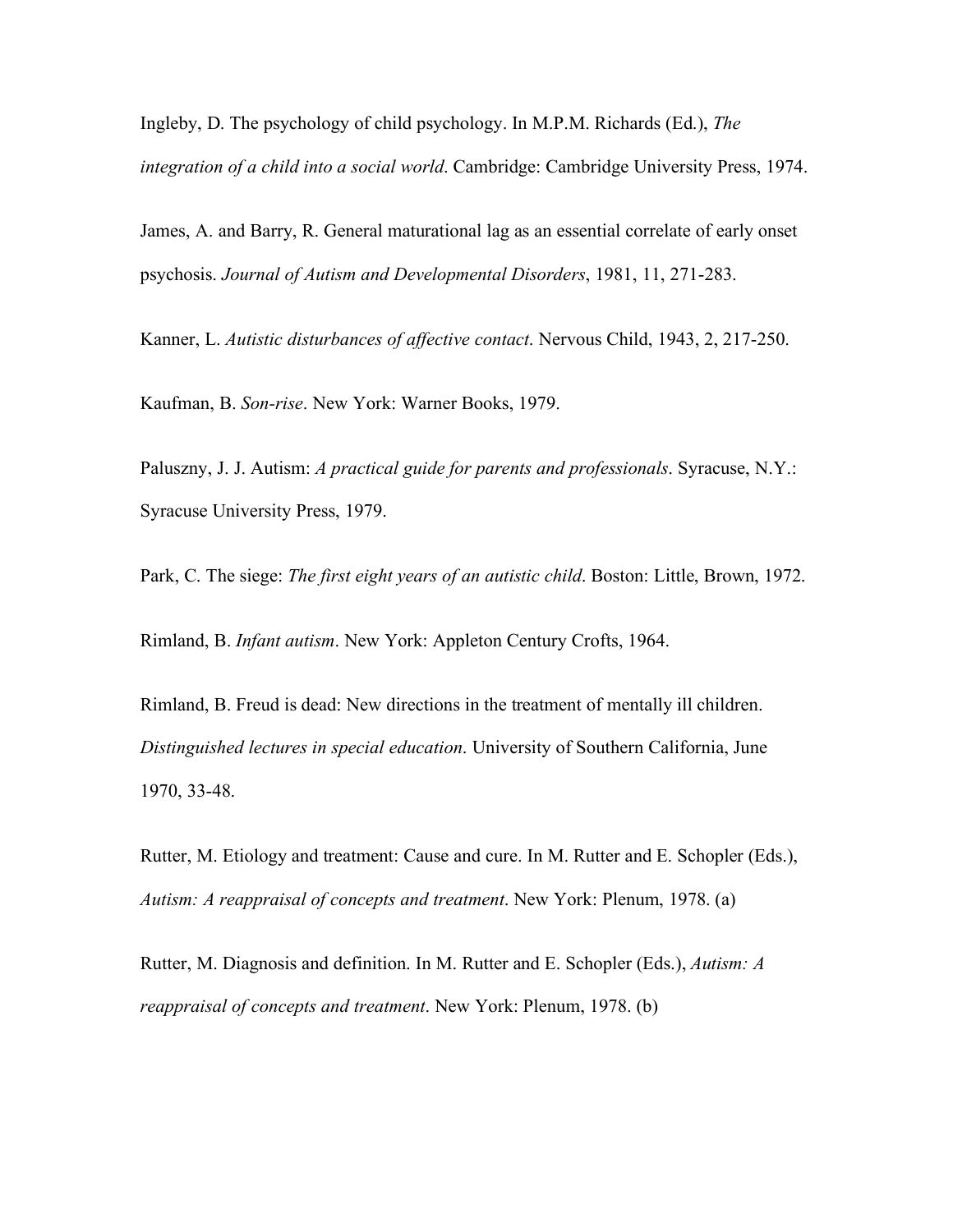Ingleby, D. The psychology of child psychology. In M.P.M. Richards (Ed.), *The integration of a child into a social world*. Cambridge: Cambridge University Press, 1974.

James, A. and Barry, R. General maturational lag as an essential correlate of early onset psychosis. *Journal of Autism and Developmental Disorders*, 1981, 11, 271-283.

Kanner, L. *Autistic disturbances of affective contact*. Nervous Child, 1943, 2, 217-250.

Kaufman, B. *Son-rise*. New York: Warner Books, 1979.

Paluszny, J. J. Autism: *A practical guide for parents and professionals*. Syracuse, N.Y.: Syracuse University Press, 1979.

Park, C. The siege: *The first eight years of an autistic child*. Boston: Little, Brown, 1972.

Rimland, B. *Infant autism*. New York: Appleton Century Crofts, 1964.

Rimland, B. Freud is dead: New directions in the treatment of mentally ill children. *Distinguished lectures in special education*. University of Southern California, June 1970, 33-48.

Rutter, M. Etiology and treatment: Cause and cure. In M. Rutter and E. Schopler (Eds.), *Autism: A reappraisal of concepts and treatment*. New York: Plenum, 1978. (a)

Rutter, M. Diagnosis and definition. In M. Rutter and E. Schopler (Eds.), *Autism: A reappraisal of concepts and treatment*. New York: Plenum, 1978. (b)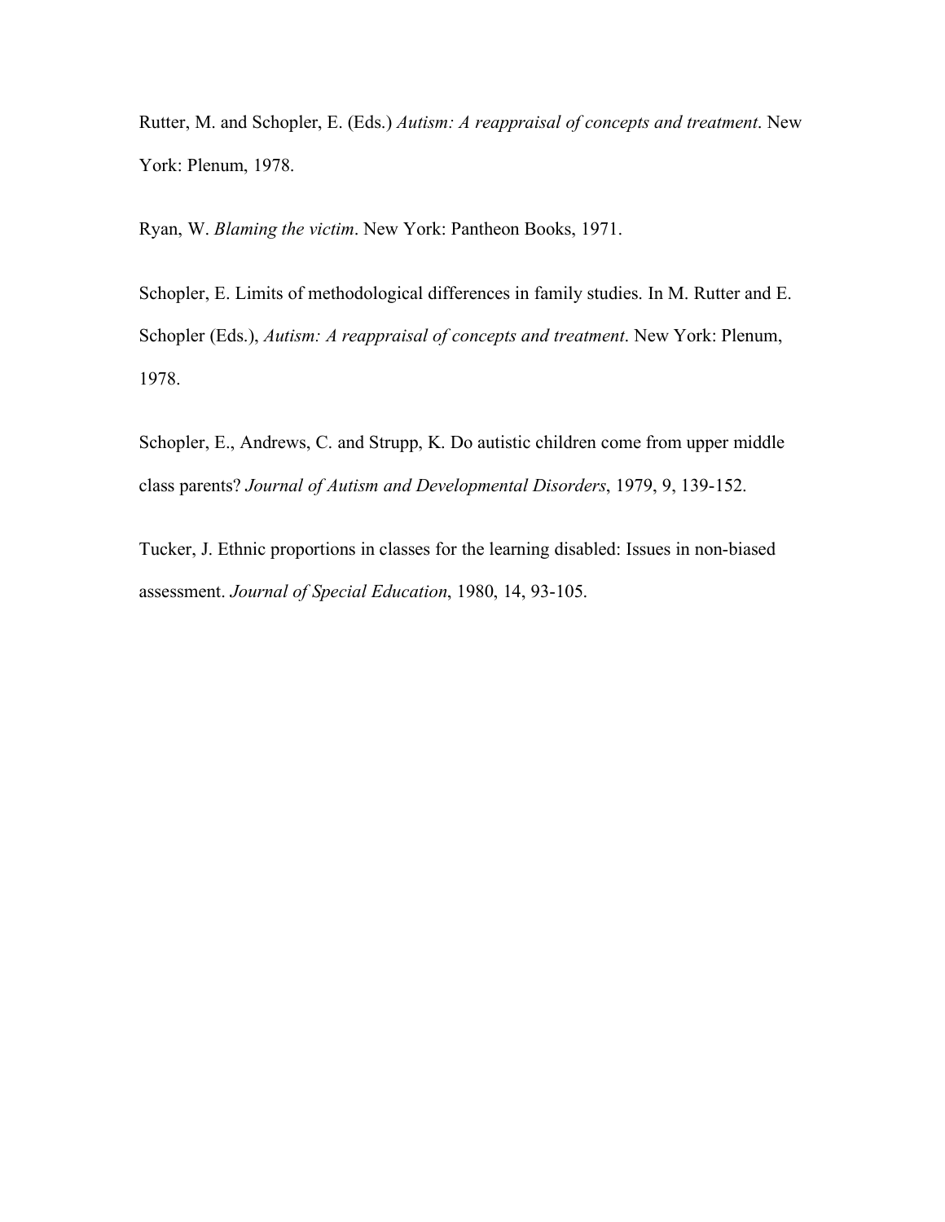Rutter, M. and Schopler, E. (Eds.) *Autism: A reappraisal of concepts and treatment*. New York: Plenum, 1978.

Ryan, W. *Blaming the victim*. New York: Pantheon Books, 1971.

Schopler, E. Limits of methodological differences in family studies. In M. Rutter and E. Schopler (Eds.), *Autism: A reappraisal of concepts and treatment*. New York: Plenum, 1978.

Schopler, E., Andrews, C. and Strupp, K. Do autistic children come from upper middle class parents? *Journal of Autism and Developmental Disorders*, 1979, 9, 139-152.

Tucker, J. Ethnic proportions in classes for the learning disabled: Issues in non-biased assessment. *Journal of Special Education*, 1980, 14, 93-105.